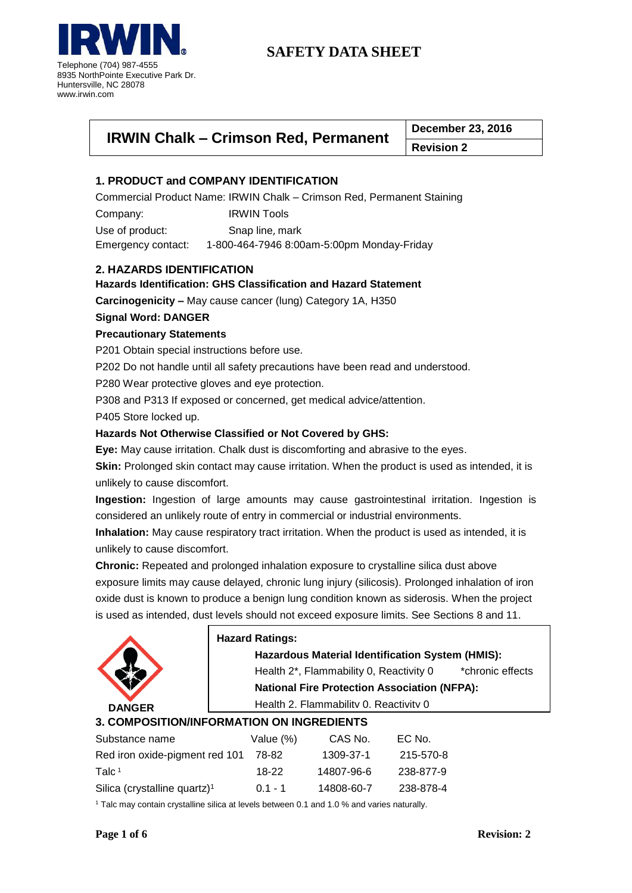**IRWIN**

Telephone (704) 987-4555
8935 NorthPointe Executive Park Dr.
Huntersville, NC 28078
www.irwin.com

# SAFETY DATA SHEET

| IRWIN Chalk – Crimson Red, Permanent | December 23, 2016 |
|---|---|
| | Revision 2 |

## 1. PRODUCT and COMPANY IDENTIFICATION

Commercial Product Name: IRWIN Chalk – Crimson Red, Permanent Staining

Company: IRWIN Tools

Use of product: Snap line, mark

Emergency contact: 1-800-464-7946 8:00am-5:00pm Monday-Friday

## 2. HAZARDS IDENTIFICATION

**Hazards Identification: GHS Classification and Hazard Statement**

**Carcinogenicity –** May cause cancer (lung) Category 1A, H350

**Signal Word: DANGER**

**Precautionary Statements**

P201 Obtain special instructions before use.

P202 Do not handle until all safety precautions have been read and understood.

P280 Wear protective gloves and eye protection.

P308 and P313 If exposed or concerned, get medical advice/attention.

P405 Store locked up.

**Hazards Not Otherwise Classified or Not Covered by GHS:**

**Eye:** May cause irritation. Chalk dust is discomforting and abrasive to the eyes.

**Skin:** Prolonged skin contact may cause irritation. When the product is used as intended, it is unlikely to cause discomfort.

**Ingestion:** Ingestion of large amounts may cause gastrointestinal irritation. Ingestion is considered an unlikely route of entry in commercial or industrial environments.

**Inhalation:** May cause respiratory tract irritation. When the product is used as intended, it is unlikely to cause discomfort.

**Chronic:** Repeated and prolonged inhalation exposure to crystalline silica dust above exposure limits may cause delayed, chronic lung injury (silicosis). Prolonged inhalation of iron oxide dust is known to produce a benign lung condition known as siderosis. When the project is used as intended, dust levels should not exceed exposure limits. See Sections 8 and 11.

DANGER

**Hazard Ratings:**

**Hazardous Material Identification System (HMIS):**

Health 2*, Flammability 0, Reactivity 0 *chronic effects

**National Fire Protection Association (NFPA):**

Health 2, Flammability 0, Reactivity 0

## 3. COMPOSITION/INFORMATION ON INGREDIENTS

| Substance name | Value (%) | CAS No. | EC No. |
|---|---|---|---|
| Red iron oxide-pigment red 101 | 78-82 | 1309-37-1 | 215-570-8 |
| Talc [1] | 18-22 | 14807-96-6 | 238-877-9 |
| Silica (crystalline quartz)[1] | 0.1 - 1 | 14808-60-7 | 238-878-4 |

[1] Talc may contain crystalline silica at levels between 0.1 and 1.0 % and varies naturally.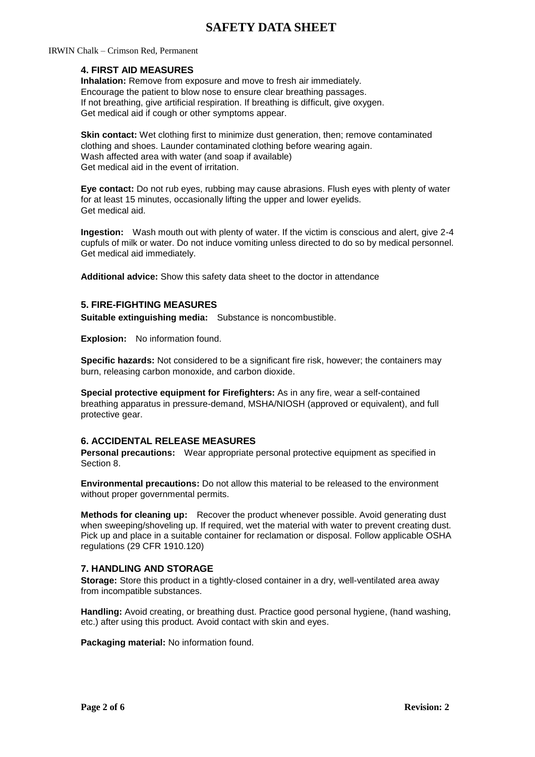## 4. FIRST AID MEASURES

**Inhalation:** Remove from exposure and move to fresh air immediately.
Encourage the patient to blow nose to ensure clear breathing passages.
If not breathing, give artificial respiration. If breathing is difficult, give oxygen.
Get medical aid if cough or other symptoms appear.

**Skin contact:** Wet clothing first to minimize dust generation, then; remove contaminated clothing and shoes. Launder contaminated clothing before wearing again.
Wash affected area with water (and soap if available)
Get medical aid in the event of irritation.

**Eye contact:** Do not rub eyes, rubbing may cause abrasions. Flush eyes with plenty of water for at least 15 minutes, occasionally lifting the upper and lower eyelids.
Get medical aid.

**Ingestion:** Wash mouth out with plenty of water. If the victim is conscious and alert, give 2-4 cupfuls of milk or water. Do not induce vomiting unless directed to do so by medical personnel. Get medical aid immediately.

**Additional advice:** Show this safety data sheet to the doctor in attendance

## 5. FIRE-FIGHTING MEASURES

**Suitable extinguishing media:** Substance is noncombustible.

**Explosion:** No information found.

**Specific hazards:** Not considered to be a significant fire risk, however; the containers may burn, releasing carbon monoxide, and carbon dioxide.

**Special protective equipment for Firefighters:** As in any fire, wear a self-contained breathing apparatus in pressure-demand, MSHA/NIOSH (approved or equivalent), and full protective gear.

## 6. ACCIDENTAL RELEASE MEASURES

**Personal precautions:** Wear appropriate personal protective equipment as specified in Section 8.

**Environmental precautions:** Do not allow this material to be released to the environment without proper governmental permits.

**Methods for cleaning up:** Recover the product whenever possible. Avoid generating dust when sweeping/shoveling up. If required, wet the material with water to prevent creating dust. Pick up and place in a suitable container for reclamation or disposal. Follow applicable OSHA regulations (29 CFR 1910.120)

## 7. HANDLING AND STORAGE

**Storage:** Store this product in a tightly-closed container in a dry, well-ventilated area away from incompatible substances.

**Handling:** Avoid creating, or breathing dust. Practice good personal hygiene, (hand washing, etc.) after using this product. Avoid contact with skin and eyes.

**Packaging material:** No information found.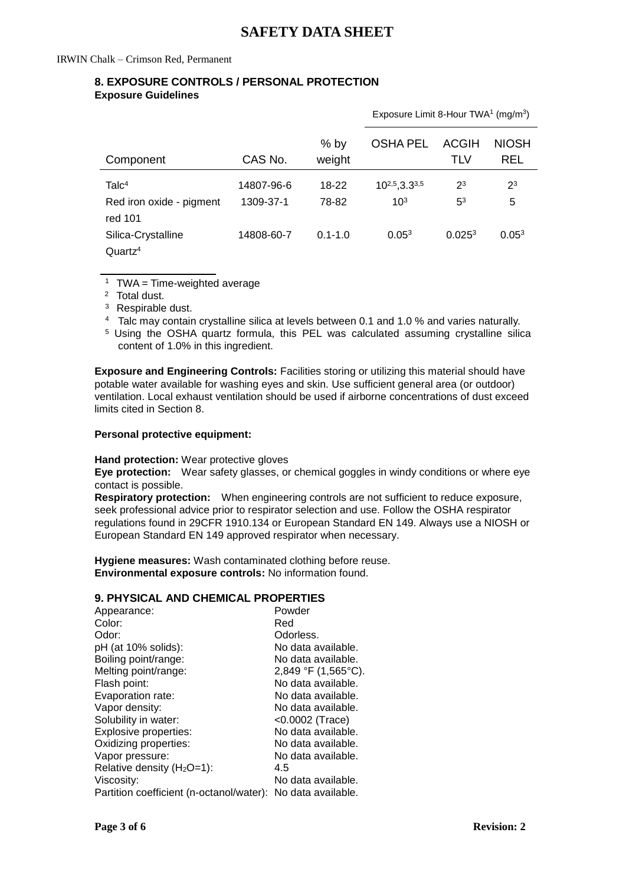# SAFETY DATA SHEET

IRWIN Chalk – Crimson Red, Permanent

## 8. EXPOSURE CONTROLS / PERSONAL PROTECTION

**Exposure Guidelines**

| | | | Exposure Limit 8-Hour TWA[1] ($mg/m^3$) | | |
|---|---|---|---|---|---|
| Component | CAS No. | % by weight | OSHA PEL | ACGIH TLV | NIOSH REL |
| Talc[4] | 14807-96-6 | 18-22 | 10[2,5], 3.3[3,5] | 2[3] | 2[3] |
| Red iron oxide - pigment red 101 | 1309-37-1 | 78-82 | 10[3] | 5[3] | 5 |
| Silica-Crystalline Quartz[4] | 14808-60-7 | 0.1-1.0 | 0.05[3] | 0.025[3] | 0.05[3] |

[1] TWA = Time-weighted average
[2] Total dust.
[3] Respirable dust.
[4] Talc may contain crystalline silica at levels between 0.1 and 1.0 % and varies naturally.
[5] Using the OSHA quartz formula, this PEL was calculated assuming crystalline silica content of 1.0% in this ingredient.

**Exposure and Engineering Controls:** Facilities storing or utilizing this material should have potable water available for washing eyes and skin. Use sufficient general area (or outdoor) ventilation. Local exhaust ventilation should be used if airborne concentrations of dust exceed limits cited in Section 8.

**Personal protective equipment:**

**Hand protection:** Wear protective gloves
**Eye protection:** Wear safety glasses, or chemical goggles in windy conditions or where eye contact is possible.
**Respiratory protection:** When engineering controls are not sufficient to reduce exposure, seek professional advice prior to respirator selection and use. Follow the OSHA respirator regulations found in 29CFR 1910.134 or European Standard EN 149. Always use a NIOSH or European Standard EN 149 approved respirator when necessary.

**Hygiene measures:** Wash contaminated clothing before reuse.
**Environmental exposure controls:** No information found.

## 9. PHYSICAL AND CHEMICAL PROPERTIES

| | |
|---|---|
| Appearance: | Powder |
| Color: | Red |
| Odor: | Odorless. |
| pH (at 10% solids): | No data available. |
| Boiling point/range: | No data available. |
| Melting point/range: | 2,849 °F (1,565°C). |
| Flash point: | No data available. |
| Evaporation rate: | No data available. |
| Vapor density: | No data available. |
| Solubility in water: | <0.0002 (Trace) |
| Explosive properties: | No data available. |
| Oxidizing properties: | No data available. |
| Vapor pressure: | No data available. |
| Relative density ($H_2O$=1): | 4.5 |
| Viscosity: | No data available. |
| Partition coefficient (n-octanol/water): | No data available. |

**Revision: 2**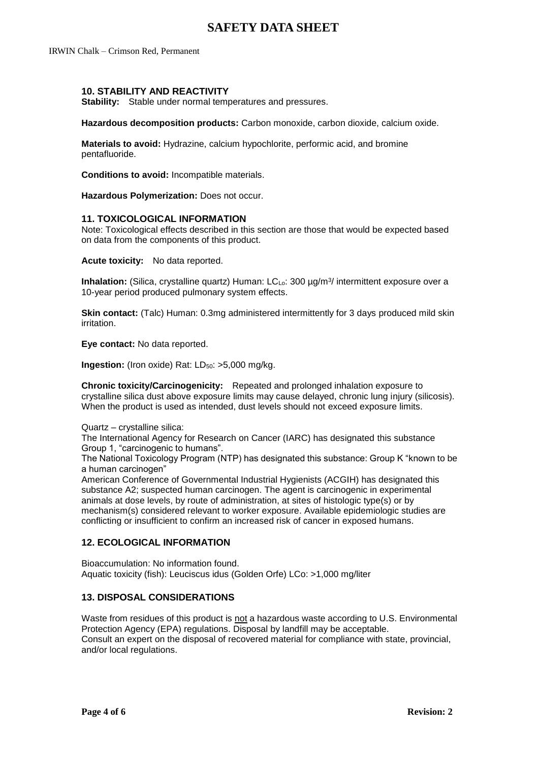# SAFETY DATA SHEET

IRWIN Chalk – Crimson Red, Permanent

### 10. STABILITY AND REACTIVITY

**Stability:** Stable under normal temperatures and pressures.

**Hazardous decomposition products:** Carbon monoxide, carbon dioxide, calcium oxide.

**Materials to avoid:** Hydrazine, calcium hypochlorite, performic acid, and bromine pentafluoride.

**Conditions to avoid:** Incompatible materials.

**Hazardous Polymerization:** Does not occur.

### 11. TOXICOLOGICAL INFORMATION

Note: Toxicological effects described in this section are those that would be expected based on data from the components of this product.

**Acute toxicity:** No data reported.

**Inhalation:** (Silica, crystalline quartz) Human: $LC_{Lo}$: 300 µg/m$^3$/ intermittent exposure over a 10-year period produced pulmonary system effects.

**Skin contact:** (Talc) Human: 0.3mg administered intermittently for 3 days produced mild skin irritation.

**Eye contact:** No data reported.

**Ingestion:** (Iron oxide) Rat: $LD_{50}$: >5,000 mg/kg.

**Chronic toxicity/Carcinogenicity:** Repeated and prolonged inhalation exposure to crystalline silica dust above exposure limits may cause delayed, chronic lung injury (silicosis). When the product is used as intended, dust levels should not exceed exposure limits.

Quartz – crystalline silica:
The International Agency for Research on Cancer (IARC) has designated this substance Group 1, "carcinogenic to humans".
The National Toxicology Program (NTP) has designated this substance: Group K "known to be a human carcinogen"
American Conference of Governmental Industrial Hygienists (ACGIH) has designated this substance A2; suspected human carcinogen. The agent is carcinogenic in experimental animals at dose levels, by route of administration, at sites of histologic type(s) or by mechanism(s) considered relevant to worker exposure. Available epidemiologic studies are conflicting or insufficient to confirm an increased risk of cancer in exposed humans.

### 12. ECOLOGICAL INFORMATION

Bioaccumulation: No information found.
Aquatic toxicity (fish): Leuciscus idus (Golden Orfe) LCo: >1,000 mg/liter

### 13. DISPOSAL CONSIDERATIONS

Waste from residues of this product is not a hazardous waste according to U.S. Environmental Protection Agency (EPA) regulations. Disposal by landfill may be acceptable.
Consult an expert on the disposal of recovered material for compliance with state, provincial, and/or local regulations.

**Revision: 2**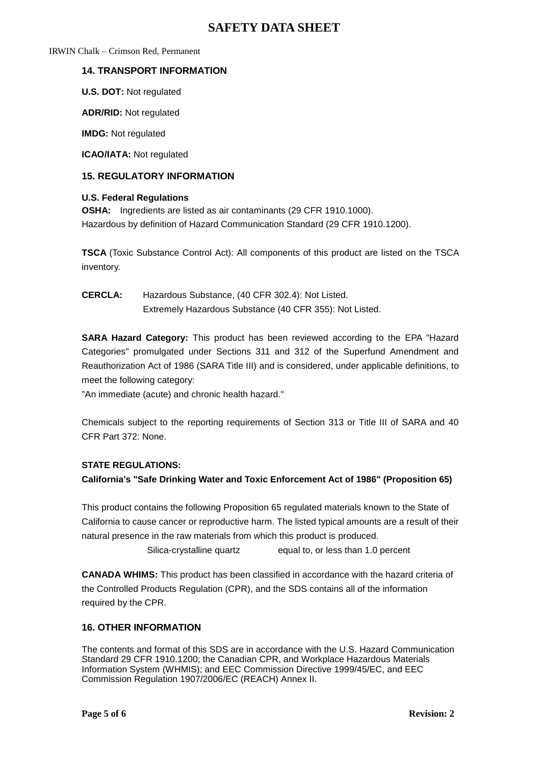## 14. TRANSPORT INFORMATION

**U.S. DOT:** Not regulated

**ADR/RID:** Not regulated

**IMDG:** Not regulated

**ICAO/IATA:** Not regulated

## 15. REGULATORY INFORMATION

**U.S. Federal Regulations**

**OSHA:** Ingredients are listed as air contaminants (29 CFR 1910.1000).
Hazardous by definition of Hazard Communication Standard (29 CFR 1910.1200).

**TSCA** (Toxic Substance Control Act): All components of this product are listed on the TSCA inventory.

**CERCLA:** Hazardous Substance, (40 CFR 302.4): Not Listed.
Extremely Hazardous Substance (40 CFR 355): Not Listed.

**SARA Hazard Category:** This product has been reviewed according to the EPA "Hazard Categories" promulgated under Sections 311 and 312 of the Superfund Amendment and Reauthorization Act of 1986 (SARA Title III) and is considered, under applicable definitions, to meet the following category:
"An immediate (acute) and chronic health hazard."

Chemicals subject to the reporting requirements of Section 313 or Title III of SARA and 40 CFR Part 372: None.

**STATE REGULATIONS:**

**California's "Safe Drinking Water and Toxic Enforcement Act of 1986" (Proposition 65)**

This product contains the following Proposition 65 regulated materials known to the State of California to cause cancer or reproductive harm. The listed typical amounts are a result of their natural presence in the raw materials from which this product is produced.

Silica-crystalline quartz equal to, or less than 1.0 percent

**CANADA WHIMS:** This product has been classified in accordance with the hazard criteria of the Controlled Products Regulation (CPR), and the SDS contains all of the information required by the CPR.

## 16. OTHER INFORMATION

The contents and format of this SDS are in accordance with the U.S. Hazard Communication Standard 29 CFR 1910.1200; the Canadian CPR, and Workplace Hazardous Materials Information System (WHMIS); and EEC Commission Directive 1999/45/EC, and EEC Commission Regulation 1907/2006/EC (REACH) Annex II.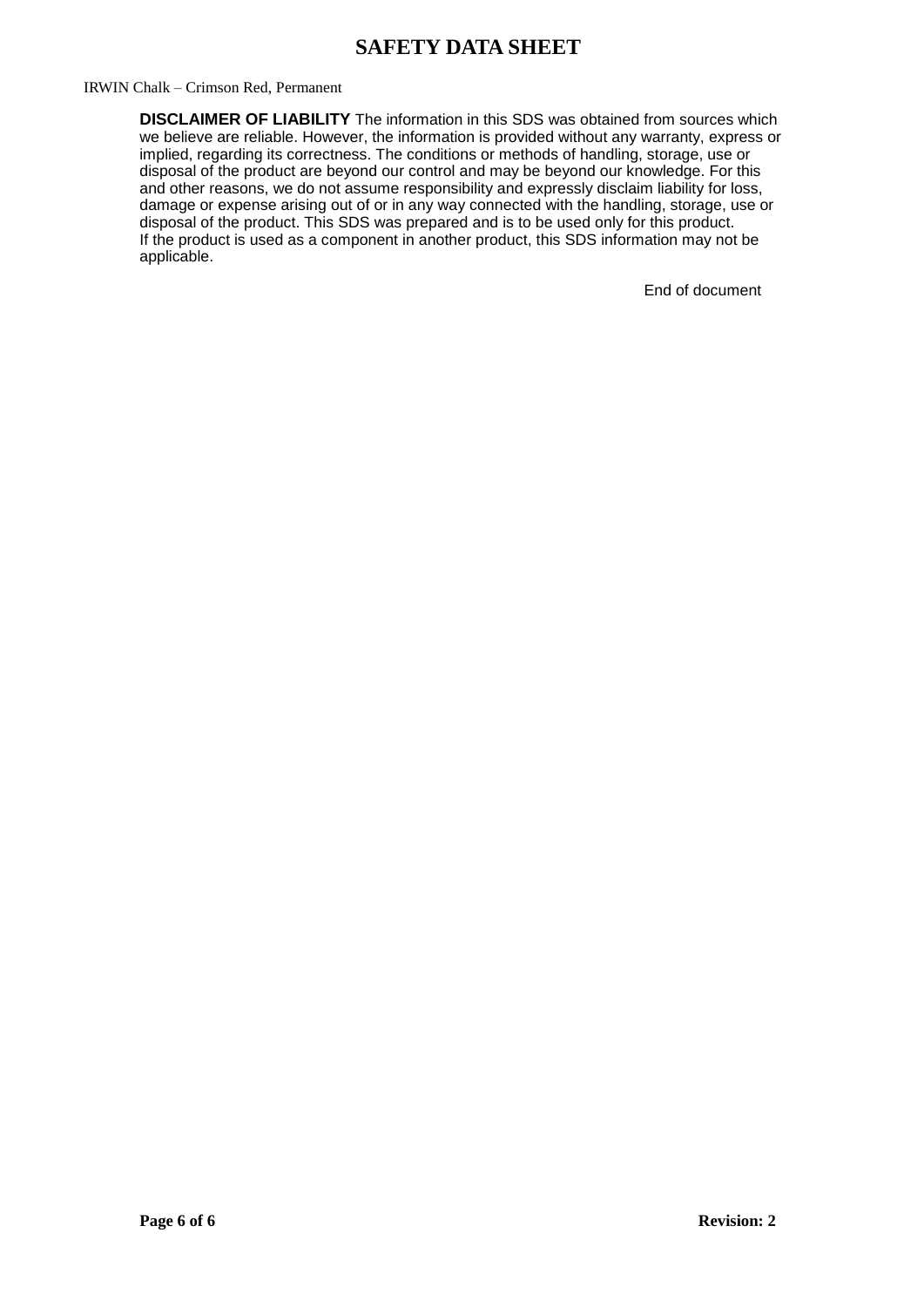**DISCLAIMER OF LIABILITY** The information in this SDS was obtained from sources which we believe are reliable. However, the information is provided without any warranty, express or implied, regarding its correctness. The conditions or methods of handling, storage, use or disposal of the product are beyond our control and may be beyond our knowledge. For this and other reasons, we do not assume responsibility and expressly disclaim liability for loss, damage or expense arising out of or in any way connected with the handling, storage, use or disposal of the product. This SDS was prepared and is to be used only for this product. If the product is used as a component in another product, this SDS information may not be applicable.

End of document